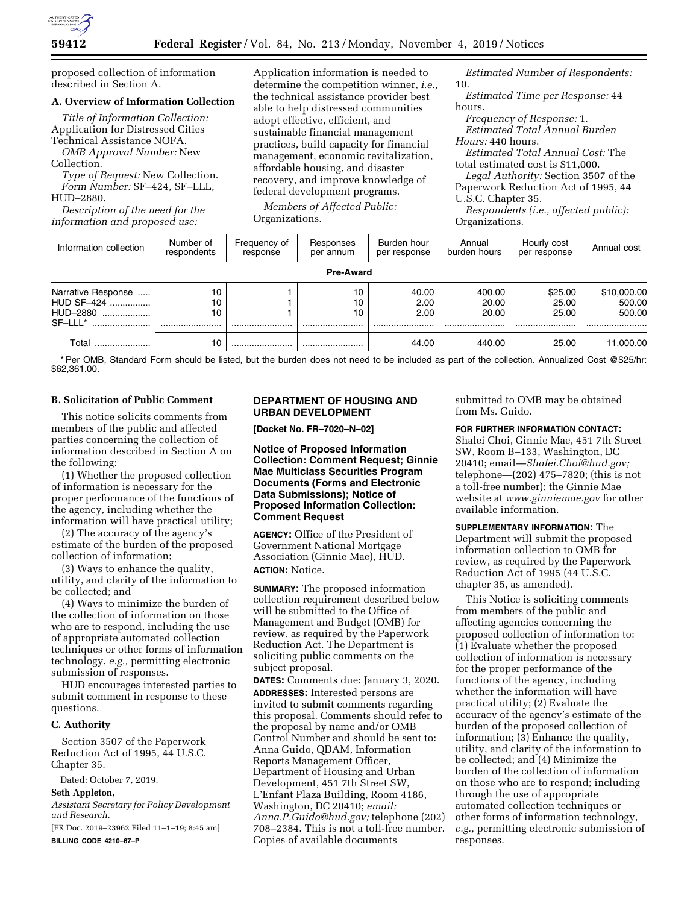proposed collection of information described in Section A.

**A. Overview of Information Collection**

*Title of Information Collection:* Application for Distressed Cities Technical Assistance NOFA.

*OMB Approval Number:* New Collection.

*Type of Request:* New Collection.

*Form Number:* SF–424, SF–LLL, HUD–2880.

*Description of the need for the information and proposed use:* Application information is needed to determine the competition winner, *i.e.,* the technical assistance provider best able to help distressed communities adopt effective, efficient, and sustainable financial management practices, build capacity for financial management, economic revitalization, affordable housing, and disaster recovery, and improve knowledge of federal development programs.

*Members of Affected Public:* Organizations.

*Estimated Number of Respondents:* 10.

*Estimated Time per Response:* 44 hours.

*Frequency of Response:* 1.

*Estimated Total Annual Burden Hours:* 440 hours.

*Estimated Total Annual Cost:* The total estimated cost is $11,000.

*Legal Authority:* Section 3507 of the Paperwork Reduction Act of 1995, 44 U.S.C. Chapter 35.

*Respondents (i.e., affected public):* Organizations.

| Information collection | Number of respondents | Frequency of response | Responses per annum | Burden hour per response | Annual burden hours | Hourly cost per response | Annual cost |
|---|---|---|---|---|---|---|---|
| **Pre-Award** | | | | | | | |
| Narrative Response | 10 | 1 | 10 | 40.00 | 400.00 | $25.00 | $10,000.00 |
| HUD SF–424 | 10 | 1 | 10 | 2.00 | 20.00 | 25.00 | 500.00 |
| HUD–2880 | 10 | 1 | 10 | 2.00 | 20.00 | 25.00 | 500.00 |
| SF–LLL* | | | | | | | |
| Total | 10 | | | 44.00 | 440.00 | 25.00 | 11,000.00 |

\* Per OMB, Standard Form should be listed, but the burden does not need to be included as part of the collection. Annualized Cost @$25/hr: $62,361.00.

**B. Solicitation of Public Comment**

This notice solicits comments from members of the public and affected parties concerning the collection of information described in Section A on the following:

(1) Whether the proposed collection of information is necessary for the proper performance of the functions of the agency, including whether the information will have practical utility;

(2) The accuracy of the agency's estimate of the burden of the proposed collection of information;

(3) Ways to enhance the quality, utility, and clarity of the information to be collected; and

(4) Ways to minimize the burden of the collection of information on those who are to respond, including the use of appropriate automated collection techniques or other forms of information technology, *e.g.,* permitting electronic submission of responses.

HUD encourages interested parties to submit comment in response to these questions.

**C. Authority**

Section 3507 of the Paperwork Reduction Act of 1995, 44 U.S.C. Chapter 35.

Dated: October 7, 2019.

**Seth Appleton,**

*Assistant Secretary for Policy Development and Research.*

[FR Doc. 2019–23962 Filed 11–1–19; 8:45 am]

**BILLING CODE 4210–67–P**

## DEPARTMENT OF HOUSING AND URBAN DEVELOPMENT

**[Docket No. FR–7020–N–02]**

### Notice of Proposed Information Collection: Comment Request; Ginnie Mae Multiclass Securities Program Documents (Forms and Electronic Data Submissions); Notice of Proposed Information Collection: Comment Request

**AGENCY:** Office of the President of Government National Mortgage Association (Ginnie Mae), HUD.

**ACTION:** Notice.

**SUMMARY:** The proposed information collection requirement described below will be submitted to the Office of Management and Budget (OMB) for review, as required by the Paperwork Reduction Act. The Department is soliciting public comments on the subject proposal.

**DATES:** Comments due: January 3, 2020.

**ADDRESSES:** Interested persons are invited to submit comments regarding this proposal. Comments should refer to the proposal by name and/or OMB Control Number and should be sent to: Anna Guido, QDAM, Information Reports Management Officer, Department of Housing and Urban Development, 451 7th Street SW, L'Enfant Plaza Building, Room 4186, Washington, DC 20410; *email: Anna.P.Guido@hud.gov;* telephone (202) 708–2384. This is not a toll-free number. Copies of available documents submitted to OMB may be obtained from Ms. Guido.

**FOR FURTHER INFORMATION CONTACT:** Shalei Choi, Ginnie Mae, 451 7th Street SW, Room B–133, Washington, DC 20410; email—*Shalei.Choi@hud.gov;* telephone—(202) 475–7820; (this is not a toll-free number); the Ginnie Mae website at *www.ginniemae.gov* for other available information.

**SUPPLEMENTARY INFORMATION:** The Department will submit the proposed information collection to OMB for review, as required by the Paperwork Reduction Act of 1995 (44 U.S.C. chapter 35, as amended).

This Notice is soliciting comments from members of the public and affecting agencies concerning the proposed collection of information to: (1) Evaluate whether the proposed collection of information is necessary for the proper performance of the functions of the agency, including whether the information will have practical utility; (2) Evaluate the accuracy of the agency's estimate of the burden of the proposed collection of information; (3) Enhance the quality, utility, and clarity of the information to be collected; and (4) Minimize the burden of the collection of information on those who are to respond; including through the use of appropriate automated collection techniques or other forms of information technology, *e.g.,* permitting electronic submission of responses.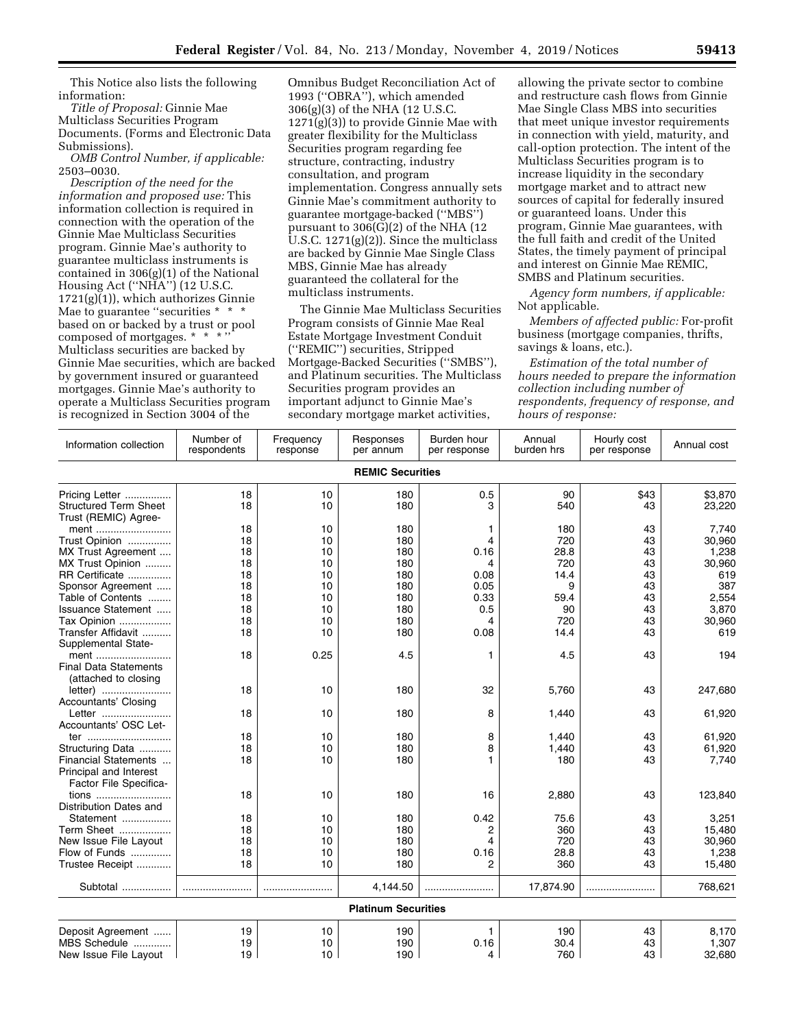This Notice also lists the following information:

*Title of Proposal:* Ginnie Mae Multiclass Securities Program Documents. (Forms and Electronic Data Submissions).

*OMB Control Number, if applicable:* 2503–0030.

*Description of the need for the information and proposed use:* This information collection is required in connection with the operation of the Ginnie Mae Multiclass Securities program. Ginnie Mae's authority to guarantee multiclass instruments is contained in 306(g)(1) of the National Housing Act (''NHA'') (12 U.S.C. 1721(g)(1)), which authorizes Ginnie Mae to guarantee ''securities * * * based on or backed by a trust or pool composed of mortgages. * * * '' Multiclass securities are backed by Ginnie Mae securities, which are backed by government insured or guaranteed mortgages. Ginnie Mae's authority to operate a Multiclass Securities program is recognized in Section 3004 of the Omnibus Budget Reconciliation Act of 1993 (''OBRA''), which amended 306(g)(3) of the NHA (12 U.S.C. 1271(g)(3)) to provide Ginnie Mae with greater flexibility for the Multiclass Securities program regarding fee structure, contracting, industry consultation, and program implementation. Congress annually sets Ginnie Mae's commitment authority to guarantee mortgage-backed (''MBS'') pursuant to 306(G)(2) of the NHA (12 U.S.C. 1271(g)(2)). Since the multiclass are backed by Ginnie Mae Single Class MBS, Ginnie Mae has already guaranteed the collateral for the multiclass instruments.

The Ginnie Mae Multiclass Securities Program consists of Ginnie Mae Real Estate Mortgage Investment Conduit (''REMIC'') securities, Stripped Mortgage-Backed Securities (''SMBS''), and Platinum securities. The Multiclass Securities program provides an important adjunct to Ginnie Mae's secondary mortgage market activities, allowing the private sector to combine and restructure cash flows from Ginnie Mae Single Class MBS into securities that meet unique investor requirements in connection with yield, maturity, and call-option protection. The intent of the Multiclass Securities program is to increase liquidity in the secondary mortgage market and to attract new sources of capital for federally insured or guaranteed loans. Under this program, Ginnie Mae guarantees, with the full faith and credit of the United States, the timely payment of principal and interest on Ginnie Mae REMIC, SMBS and Platinum securities.

*Agency form numbers, if applicable:* Not applicable.

*Members of affected public:* For-profit business (mortgage companies, thrifts, savings & loans, etc.).

*Estimation of the total number of hours needed to prepare the information collection including number of respondents, frequency of response, and hours of response:*

| Information collection | Number of respondents | Frequency response | Responses per annum | Burden hour per response | Annual burden hrs | Hourly cost per response | Annual cost |
|---|---|---|---|---|---|---|---|
| **REMIC Securities** | | | | | | | |
| Pricing Letter | 18 | 10 | 180 | 0.5 | 90 | $43 | $3,870 |
| Structured Term Sheet | 18 | 10 | 180 | 3 | 540 | 43 | 23,220 |
| Trust (REMIC) Agreement | 18 | 10 | 180 | 1 | 180 | 43 | 7,740 |
| Trust Opinion | 18 | 10 | 180 | 4 | 720 | 43 | 30,960 |
| MX Trust Agreement | 18 | 10 | 180 | 0.16 | 28.8 | 43 | 1,238 |
| MX Trust Opinion | 18 | 10 | 180 | 4 | 720 | 43 | 30,960 |
| RR Certificate | 18 | 10 | 180 | 0.08 | 14.4 | 43 | 619 |
| Sponsor Agreement | 18 | 10 | 180 | 0.05 | 9 | 43 | 387 |
| Table of Contents | 18 | 10 | 180 | 0.33 | 59.4 | 43 | 2,554 |
| Issuance Statement | 18 | 10 | 180 | 0.5 | 90 | 43 | 3,870 |
| Tax Opinion | 18 | 10 | 180 | 4 | 720 | 43 | 30,960 |
| Transfer Affidavit | 18 | 10 | 180 | 0.08 | 14.4 | 43 | 619 |
| Supplemental Statement | 18 | 0.25 | 4.5 | 1 | 4.5 | 43 | 194 |
| Final Data Statements (attached to closing letter) | 18 | 10 | 180 | 32 | 5,760 | 43 | 247,680 |
| Accountants' Closing Letter | 18 | 10 | 180 | 8 | 1,440 | 43 | 61,920 |
| Accountants' OSC Letter | 18 | 10 | 180 | 8 | 1,440 | 43 | 61,920 |
| Structuring Data | 18 | 10 | 180 | 8 | 1,440 | 43 | 61,920 |
| Financial Statements | 18 | 10 | 180 | 1 | 180 | 43 | 7,740 |
| Principal and Interest Factor File Specifications | 18 | 10 | 180 | 16 | 2,880 | 43 | 123,840 |
| Distribution Dates and Statement | 18 | 10 | 180 | 0.42 | 75.6 | 43 | 3,251 |
| Term Sheet | 18 | 10 | 180 | 2 | 360 | 43 | 15,480 |
| New Issue File Layout | 18 | 10 | 180 | 4 | 720 | 43 | 30,960 |
| Flow of Funds | 18 | 10 | 180 | 0.16 | 28.8 | 43 | 1,238 |
| Trustee Receipt | 18 | 10 | 180 | 2 | 360 | 43 | 15,480 |
| Subtotal | | | 4,144.50 | | 17,874.90 | | 768,621 |
| **Platinum Securities** | | | | | | | |
| Deposit Agreement | 19 | 10 | 190 | 1 | 190 | 43 | 8,170 |
| MBS Schedule | 19 | 10 | 190 | 0.16 | 30.4 | 43 | 1,307 |
| New Issue File Layout | 19 | 10 | 190 | 4 | 760 | 43 | 32,680 |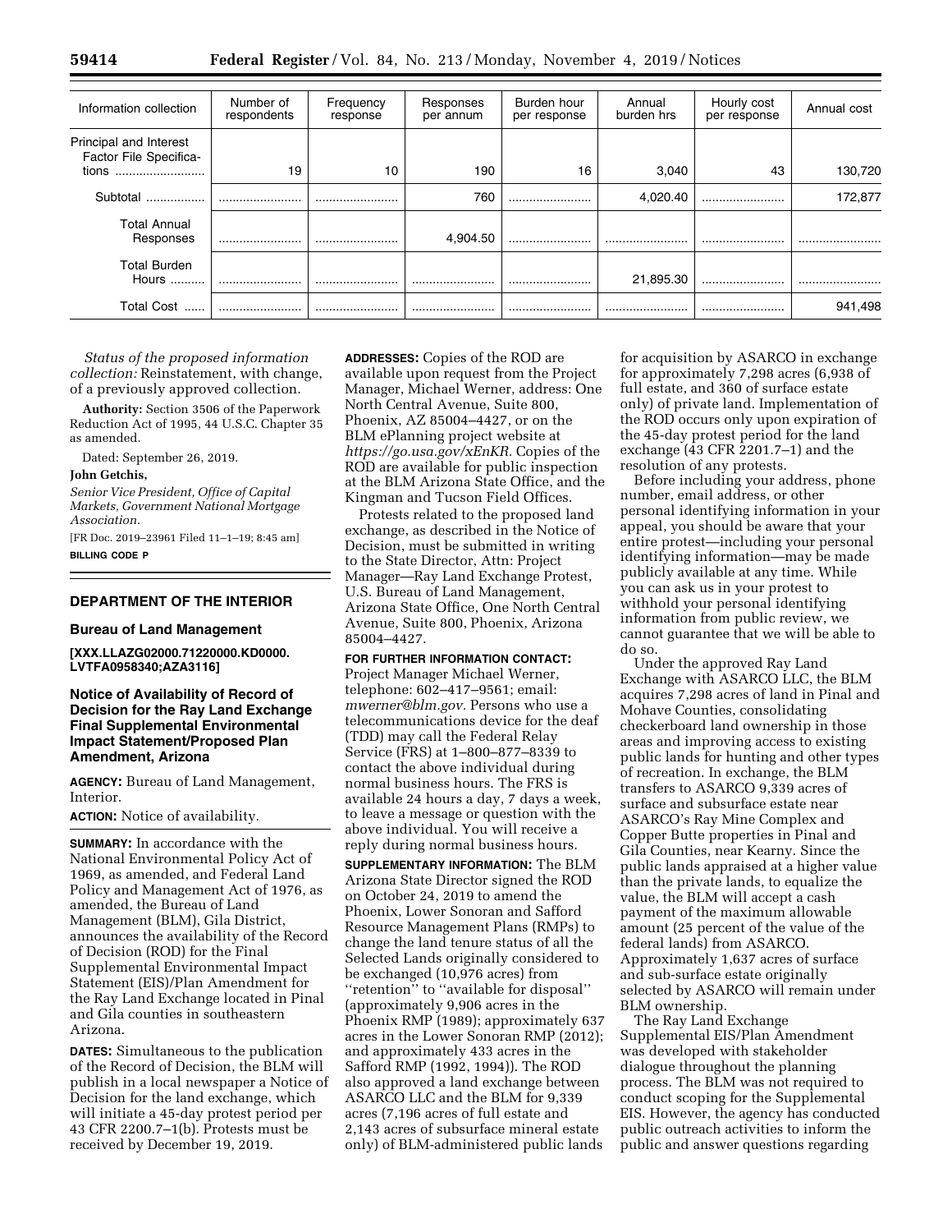| Information collection | Number of respondents | Frequency response | Responses per annum | Burden hour per response | Annual burden hrs | Hourly cost per response | Annual cost |
|---|---|---|---|---|---|---|---|
| Principal and Interest Factor File Specifications | 19 | 10 | 190 | 16 | 3,040 | 43 | 130,720 |
| Subtotal | | | 760 | | 4,020.40 | | 172,877 |
| Total Annual Responses | | | 4,904.50 | | | | |
| Total Burden Hours | | | | | 21,895.30 | | |
| Total Cost | | | | | | | 941,498 |

*Status of the proposed information collection:* Reinstatement, with change, of a previously approved collection.

**Authority:** Section 3506 of the Paperwork Reduction Act of 1995, 44 U.S.C. Chapter 35 as amended.

Dated: September 26, 2019.

**John Getchis,**

*Senior Vice President, Office of Capital Markets, Government National Mortgage Association.*

[FR Doc. 2019–23961 Filed 11–1–19; 8:45 am]

**BILLING CODE P**

## DEPARTMENT OF THE INTERIOR

### Bureau of Land Management

**[XXX.LLAZG02000.71220000.KD0000. LVTFA0958340;AZA3116]**

### Notice of Availability of Record of Decision for the Ray Land Exchange Final Supplemental Environmental Impact Statement/Proposed Plan Amendment, Arizona

**AGENCY:** Bureau of Land Management, Interior.

**ACTION:** Notice of availability.

**SUMMARY:** In accordance with the National Environmental Policy Act of 1969, as amended, and Federal Land Policy and Management Act of 1976, as amended, the Bureau of Land Management (BLM), Gila District, announces the availability of the Record of Decision (ROD) for the Final Supplemental Environmental Impact Statement (EIS)/Plan Amendment for the Ray Land Exchange located in Pinal and Gila counties in southeastern Arizona.

**DATES:** Simultaneous to the publication of the Record of Decision, the BLM will publish in a local newspaper a Notice of Decision for the land exchange, which will initiate a 45-day protest period per 43 CFR 2200.7–1(b). Protests must be received by December 19, 2019.

**ADDRESSES:** Copies of the ROD are available upon request from the Project Manager, Michael Werner, address: One North Central Avenue, Suite 800, Phoenix, AZ 85004–4427, or on the BLM ePlanning project website at *https://go.usa.gov/xEnKR.* Copies of the ROD are available for public inspection at the BLM Arizona State Office, and the Kingman and Tucson Field Offices.

Protests related to the proposed land exchange, as described in the Notice of Decision, must be submitted in writing to the State Director, Attn: Project Manager—Ray Land Exchange Protest, U.S. Bureau of Land Management, Arizona State Office, One North Central Avenue, Suite 800, Phoenix, Arizona 85004–4427.

**FOR FURTHER INFORMATION CONTACT:** Project Manager Michael Werner, telephone: 602–417–9561; email: *mwerner@blm.gov.* Persons who use a telecommunications device for the deaf (TDD) may call the Federal Relay Service (FRS) at 1–800–877–8339 to contact the above individual during normal business hours. The FRS is available 24 hours a day, 7 days a week, to leave a message or question with the above individual. You will receive a reply during normal business hours.

**SUPPLEMENTARY INFORMATION:** The BLM Arizona State Director signed the ROD on October 24, 2019 to amend the Phoenix, Lower Sonoran and Safford Resource Management Plans (RMPs) to change the land tenure status of all the Selected Lands originally considered to be exchanged (10,976 acres) from ''retention'' to ''available for disposal'' (approximately 9,906 acres in the Phoenix RMP (1989); approximately 637 acres in the Lower Sonoran RMP (2012); and approximately 433 acres in the Safford RMP (1992, 1994)). The ROD also approved a land exchange between ASARCO LLC and the BLM for 9,339 acres (7,196 acres of full estate and 2,143 acres of subsurface mineral estate only) of BLM-administered public lands for acquisition by ASARCO in exchange for approximately 7,298 acres (6,938 of full estate, and 360 of surface estate only) of private land. Implementation of the ROD occurs only upon expiration of the 45-day protest period for the land exchange (43 CFR 2201.7–1) and the resolution of any protests.

Before including your address, phone number, email address, or other personal identifying information in your appeal, you should be aware that your entire protest—including your personal identifying information—may be made publicly available at any time. While you can ask us in your protest to withhold your personal identifying information from public review, we cannot guarantee that we will be able to do so.

Under the approved Ray Land Exchange with ASARCO LLC, the BLM acquires 7,298 acres of land in Pinal and Mohave Counties, consolidating checkerboard land ownership in those areas and improving access to existing public lands for hunting and other types of recreation. In exchange, the BLM transfers to ASARCO 9,339 acres of surface and subsurface estate near ASARCO's Ray Mine Complex and Copper Butte properties in Pinal and Gila Counties, near Kearny. Since the public lands appraised at a higher value than the private lands, to equalize the value, the BLM will accept a cash payment of the maximum allowable amount (25 percent of the value of the federal lands) from ASARCO. Approximately 1,637 acres of surface and sub-surface estate originally selected by ASARCO will remain under BLM ownership.

The Ray Land Exchange Supplemental EIS/Plan Amendment was developed with stakeholder dialogue throughout the planning process. The BLM was not required to conduct scoping for the Supplemental EIS. However, the agency has conducted public outreach activities to inform the public and answer questions regarding